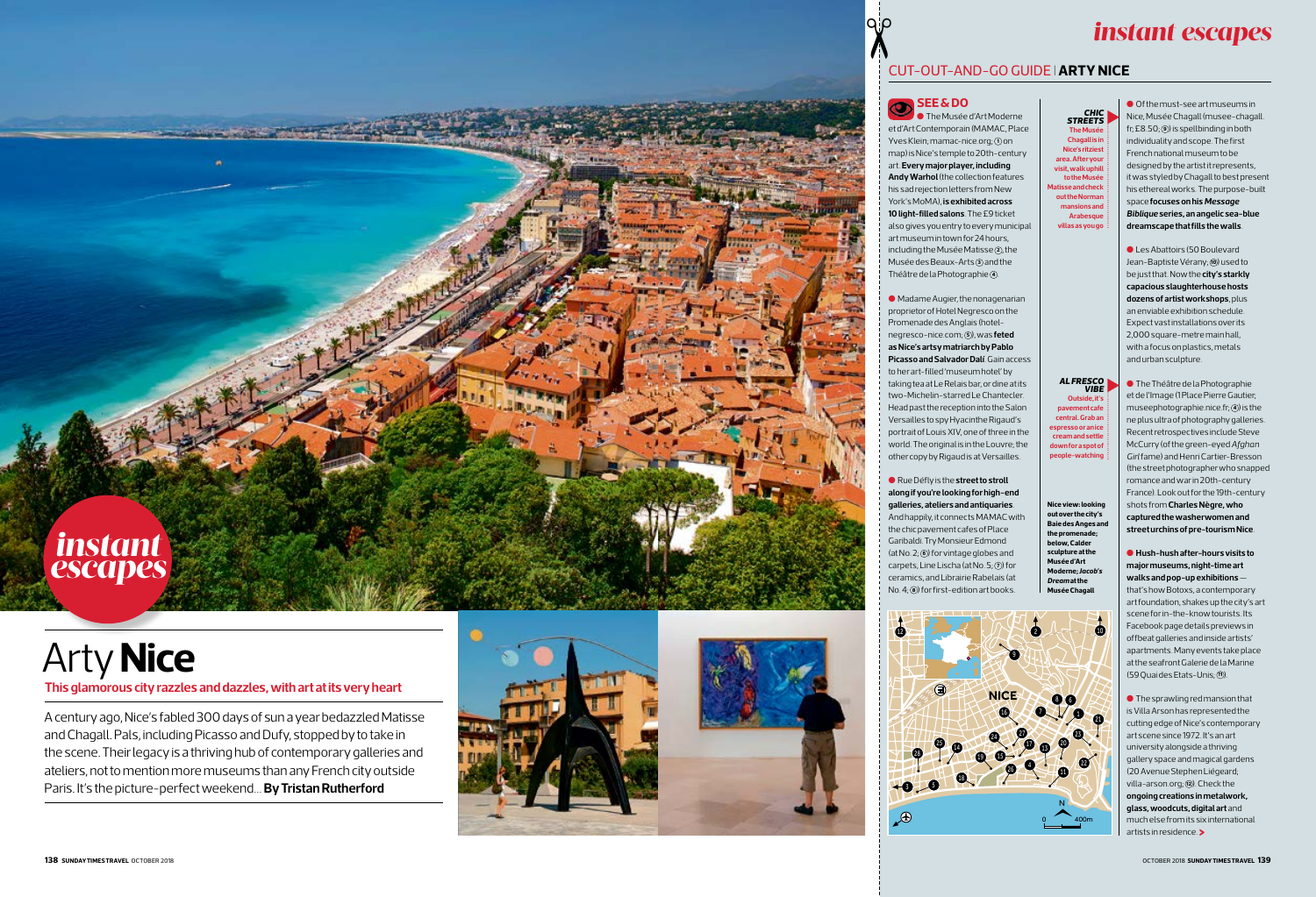# Arty **Nice**

**This glamorous city razzles and dazzles, with art at its very heart**

A century ago, Nice's fabled 300 days of sun a year bedazzled Matisse and Chagall. Pals, including Picasso and Dufy, stopped by to take in the scene. Their legacy is a thriving hub of contemporary galleries and ateliers, not to mention more museums than any French city outside Paris. It's the picture-perfect weekend... **By Tristan Rutherford**

## CUT-OUT-AND-GO GUIDE | **ARTY NICE**

### SEE & DO

● The Musée d'Art Moderne et d'Art Contemporain (MAMAC, Place Yves Klein; mamac-nice.org; ① on map) is Nice's temple to 20th-century art. **Every major player, including Andy Warhol** (the collection features his sad rejection letters from New York's MoMA), **is exhibited across 10 light-filled salons**. The £9 ticket also gives you entry to every municipal art museum in town for 24 hours, including the Musée Matisse ②, the Musée des Beaux-Arts ③ and the Théâtre de la Photographie ④.

● Madame Augier, the nonagenarian proprietor of Hotel Negresco on the Promenade des Anglais (hotel-negresco-nice.com; ⑤), was **feted as Nice's artsy matriarch by Pablo Picasso and Salvador Dalí**. Gain access to her art-filled 'museum hotel' by taking tea at Le Relais bar, or dine at its two-Michelin-starred Le Chantecler. Head past the reception into the Salon Versailles to spy Hyacinthe Rigaud's portrait of Louis XIV, one of three in the world. The original is in the Louvre; the other copy by Rigaud is at Versailles.

● Rue Défly is the **street to stroll along if you're looking for high-end galleries, ateliers and antiquaries**. And happily, it connects MAMAC with the chic pavement cafes of Place Garibaldi. Try Monsieur Edmond (at No. 2; ⑥) for vintage globes and carpets, Line Lischa (at No. 5; ⑦) for ceramics, and Librairie Rabelais (at No. 4; ⑧) for first-edition art books.

***CHIC STREETS*** The Musée Chagall is in Nice's ritziest area. After your visit, walk uphill to the Musée Matisse and check out the Norman mansions and Arabesque villas as you go

***AL FRESCO VIBE*** Outside, it's pavement cafe central. Grab an espresso or a nice cream and settle down for a spot of people-watching

**Nice view: looking out over the city's Baie des Anges and the promenade; below, Calder sculpture at the Musée d'Art Moderne; *Jacob's Dream* at the Musée Chagall**

● Of the must-see art museums in Nice, Musée Chagall (musee-chagall.fr; £8.50; ⑨) is spellbinding in both individuality and scope. The first French national museum to be designed by the artist it represents, it was styled by Chagall to best present his ethereal works. The purpose-built space **focuses on his *Message Biblique* series, an angelic sea-blue dreamscape that fills the walls**.

● Les Abattoirs (50 Boulevard Jean-Baptiste Vérany; ⑩) used to be just that. Now the **city's starkly capacious slaughterhouse hosts dozens of artist workshops**, plus an enviable exhibition schedule. Expect vast installations over its 2,000 square-metre main hall, with a focus on plastics, metals and urban sculpture.

● The Théâtre de la Photographie et de l'Image (1 Place Pierre Gautier; museephotographie.nice.fr; ④) is the ne plus ultra of photography galleries. Recent retrospectives include Steve McCurry (of the green-eyed *Afghan Girl* fame) and Henri Cartier-Bresson (the street photographer who snapped romance and war in 20th-century France). Look out for the 19th-century shots from **Charles Nègre, who captured the washerwomen and street urchins of pre-tourism Nice**.

● **Hush-hush after-hours visits to major museums, night-time art walks and pop-up exhibitions** — that's how Botoxs, a contemporary art foundation, shakes up the city's art scene for in-the-know tourists. Its Facebook page details previews in offbeat galleries and inside artists' apartments. Many events take place at the seafront Galerie de la Marine (59 Quai des Etats-Unis; ⑪).

● The sprawling red mansion that is Villa Arson has represented the cutting edge of Nice's contemporary art scene since 1972. It's an art university alongside a thriving gallery space and magical gardens (20 Avenue Stephen Liégeard; villa-arson.org; ⑫). Check the **ongoing creations in metalwork, glass, woodcuts, digital art** and much else from its six international artists in residence.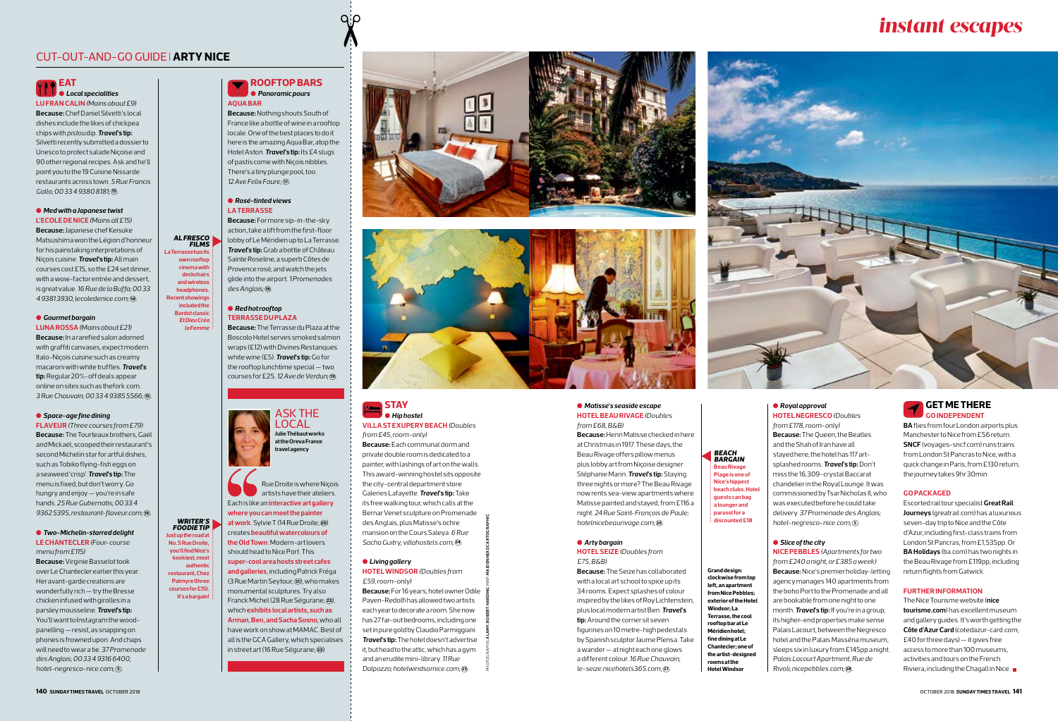# CUT-OUT-AND-GO GUIDE | ARTY NICE

## EAT

● *Local specialities*
**LU FRAN CALIN** *(Mains about £9)*
**Because:** Chef Daniel Silvetti's local dishes include the likes of chickpea chips with *pistou* dip. ***Travel's* tip:** Silvetti recently submitted a dossier to Unesco to protect salade Niçoise and 90 other regional recipes. Ask and he'll point you to the 19 Cuisine Nissarde restaurants across town. *5 Rue Francis Gallo; 00 33 4 9380 8181;* ⑬.

● *Med with a Japanese twist*
**L'ECOLE DE NICE** *(Mains all £15)*
**Because:** Japanese chef Keisuke Matsushima won the Légion d'honneur for his painstaking interpretations of Niçois cuisine. ***Travel's* tip:** All main courses cost £15, so the £24 set dinner, with a wow-factor entrée and dessert, is great value. *16 Rue de la Buffa; 00 33 4 93813930, lecoledenice.com;* ⑭.

● *Gourmet bargain*
**LUNA ROSSA** *(Mains about £21)*
**Because:** In a rarefied salon adorned with graffiti canvases, expect modern Italo-Niçois cuisine such as creamy macaroni with white truffles. ***Travel's* tip:** Regular 20%-off deals appear online on sites such as thefork.com. *3 Rue Chauvain; 00 33 4 9385 5566;* ⑮.

● *Space-age fine dining*
**FLAVEUR** *(Three courses from £79)*
**Because:** The Tourteaux brothers, Gaël and Mickaël, scooped their restaurant's second Michelin star for artful dishes, such as Tobiko flying-fish eggs on a seaweed 'crisp'. ***Travel's* tip:** The menu is fixed, but don't worry. Go hungry and enjoy — you're in safe hands. *25 Rue Gubernatis; 00 33 4 9362 5395, restaurant-flaveur.com;* ⑯.

● *Two-Michelin-starred delight*
**LE CHANTECLER** *(Four-course menu from £115)*
**Because:** Virginie Basselot took over Le Chantecler earlier this year. Her avant-garde creations are wonderfully rich — try the Bresse chicken infused with girolles in a parsley mousseline. ***Travel's* tip:** You'll want to Instagram the wood-panelling — resist, as snapping on phones is frowned upon. And chaps will need to wear a tie. *37 Promenade des Anglais; 00 33 4 9316 6400, hotel-negresco-nice.com;* ⑤.

**WRITER'S FOODIE TIP**
Just up the road at No. 5 Rue Droite, you'll find Nice's kookiest, most authentic restaurant, Chez Palmyre (three courses for £15). It's a bargain!

**AL FRESCO FILMS**
La Terrasse has its own rooftop cinema with deckchairs and wireless headphones. Recent showings included the Bardot classic *Et Dieu Créa la Femme*

## ROOFTOP BARS

● *Panoramic pours*
**AQUA BAR**
**Because:** Nothing shouts South of France like a bottle of wine in a rooftop locale. One of the best places to do it here is the amazing Aqua Bar, atop the Hotel Aston. ***Travel's* tip:** Its £4 slugs of pastis come with Niçois nibbles. There's a tiny plunge pool, too. *12 Ave Felix Faure;* ⑰.

● *Rosé-tinted views*
**LA TERRASSE**
**Because:** For more sip-in-the-sky action, take a lift from the first-floor lobby of Le Méridien up to La Terrasse. ***Travel's* tip:** Grab a bottle of Château Sainte Roseline, a superb Côtes de Provence rosé, and watch the jets glide into the airport. *1 Promenades des Anglais;* ⑱.

● *Red hot rooftop*
**TERRASSE DU PLAZA**
**Because:** The Terrasse du Plaza at the Boscolo Hotel serves smoked salmon wraps (£12) with Divines Restanques white wine (£5). ***Travel's* tip:** Go for the rooftop lunchtime special — two courses for £25. *12 Ave de Verdun;* ⑲.

## ASK THE LOCAL

**Julie Thébaut works at the Oreva France travel agency**

Rue Droite is where Niçois artists have their ateliers. Each is like an **interactive art gallery where you can meet the painter at work**. Sylvie T (14 Rue Droite; ⑳) creates **beautiful watercolours of the Old Town**. Modern-art lovers should head to Nice Port. This **super-cool area hosts street cafes and galleries**, including Patrick Fréga (3 Rue Martin Seytour; ㉑), who makes monumental sculptures. Try also Franck Michel (28 Rue Ségurane; ㉒), which **exhibits local artists, such as Arman, Ben, and Sacha Sosno**, who all have work on show at MAMAC. Best of all is the GCA Gallery, which specialises in street art (16 Rue Ségurane; ㉓).

## STAY

● *Hip hostel*
**VILLA ST EXUPERY BEACH** *(Doubles from £45, room-only)*
**Because:** Each communal dorm and private double room is dedicated to a painter, with lashings of art on the walls. This award-winning hostel sits opposite the city-central department store Galeries Lafayette. ***Travel's* tip:** Take its free walking tour, which calls at the Bernar Venet sculpture on Promenade des Anglais, plus Matisse's ochre mansion on the Cours Saleya. *6 Rue Sacha Guitry; villahostels.com;* ㉔.

● *Living gallery*
**HOTEL WINDSOR** *(Doubles from £59, room-only)*
**Because:** For 16 years, hotel owner Odile Payen-Redolfi has allowed two artists each year to decorate a room. She now has 27 far-out bedrooms, including one set in pure gold by Claudio Parmiggiani. ***Travel's* tip:** The hotel doesn't advertise it, but head to the attic, which has a gym and an erudite mini-library. *11 Rue Dalpozzo; hotelwindsornice.com;* ㉕.

● *Matisse's seaside escape*
**HOTEL BEAU RIVAGE** *(Doubles from £68, B&B)*
**Because:** Henri Matisse checked in here at Christmas in 1917. These days, the Beau Rivage offers pillow menus plus lobby art from Niçoise designer Stéphanie Marin. ***Travel's* tip:** Staying three nights or more? The Beau Rivage now rents sea-view apartments where Matisse painted and stayed, from £116 a night. *24 Rue Saint-François de Paule; hotelnicebeaurivage.com;* ㉖.

● *Arty bargain*
**HOTEL SEIZE** *(Doubles from £75, B&B)*
**Because:** The Seize has collaborated with a local art school to spice up its 34 rooms. Expect splashes of colour inspired by the likes of Roy Lichtenstein, plus local modern artist Ben. ***Travel's* tip:** Around the corner sit seven figurines on 10 metre-high pedestals by Spanish sculptor Jaume Plensa. Take a wander — at night each one glows a different colour. *16 Rue Chauvain; le-seize.nicehotels365.com;* ㉗.

**BEACH BARGAIN**
Beau Rivage Plage is one of Nice's hippest beach clubs. Hotel guests can bag a lounger and parasol for a discounted £18

**Grand design:** clockwise from top left, an apartment from Nice Pebbles; exterior of the Hotel Windsor; La Terrasse, the cool rooftop bar at Le Méridien hotel; fine dining at Le Chantecler; one of the artist-designed rooms at the Hotel Windsor

● *Royal approval*
**HOTEL NEGRESCO** *(Doubles from £178, room-only)*
**Because:** The Queen, the Beatles and the Shah of Iran have all stayed here; the hotel has 117 art-splashed rooms. ***Travel's* tip:** Don't miss the 16,309-crystal Baccarat chandelier in the Royal Lounge. It was commissioned by Tsar Nicholas II, who was executed before he could take delivery. *37 Promenade des Anglais; hotel-negresco-nice.com;* ⑤.

● *Slice of the city*
**NICE PEBBLES** *(Apartments for two from £240 a night, or £385 a week)*
**Because:** Nice's premier holiday-letting agency manages 140 apartments from the boho Port to the Promenade and all are bookable from one night to one month. ***Travel's* tip:** If you're in a group, its higher-end properties make sense. Palais Lacourt, between the Negresco hotel and the Palais Masséna museum, sleeps six in luxury from £145pp a night. *Palais Lacourt Apartment, Rue de Rivoli; nicepebbles.com;* ㉘.

## GET ME THERE

**GO INDEPENDENT**
**BA** flies from four London airports plus Manchester to Nice from £56 return. **SNCF** (voyages-sncf.com) runs trains from London St Pancras to Nice, with a quick change in Paris, from £130 return; the journey takes 9hr 30min.

**GO PACKAGED**
Escorted rail tour specialist **Great Rail Journeys** (greatrail.com) has a luxurious seven-day trip to Nice and the Côte d'Azur, including first-class trains from London St Pancras, from £1,535pp. Or **BA Holidays** (ba.com) has two nights in the Beau Rivage from £119pp, including return flights from Gatwick.

**FURTHER INFORMATION**
The Nice Tourisme website (**nice tourisme.com**) has excellent museum and gallery guides. It's worth getting the **Côte d'Azur Card** (cotedazur-card.com; £40 for three days) — it gives free access to more than 100 museums, activities and tours on the French Riviera, including the Chagall in Nice.

PHOTOGRAPHS: ALAMY; ROBERT HARDING. MAP: MAID EN HEA DCA RTOGRAPHIC